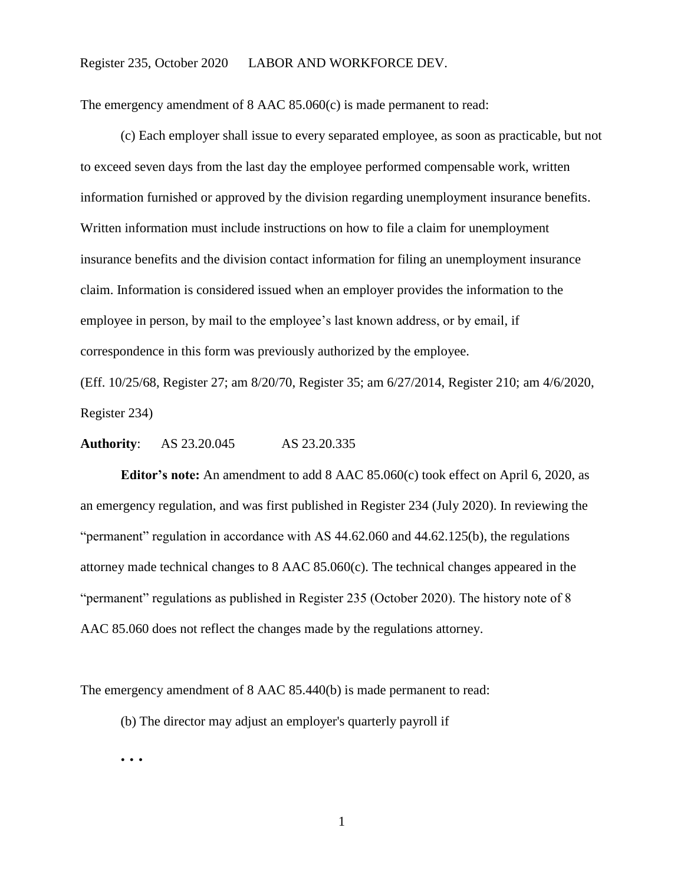The emergency amendment of 8 AAC 85.060(c) is made permanent to read:

(c) Each employer shall issue to every separated employee, as soon as practicable, but not to exceed seven days from the last day the employee performed compensable work, written information furnished or approved by the division regarding unemployment insurance benefits. Written information must include instructions on how to file a claim for unemployment insurance benefits and the division contact information for filing an unemployment insurance claim. Information is considered issued when an employer provides the information to the employee in person, by mail to the employee's last known address, or by email, if correspondence in this form was previously authorized by the employee.

(Eff. 10/25/68, Register 27; am 8/20/70, Register 35; am 6/27/2014, Register 210; am 4/6/2020, Register 234)

**Authority**: AS 23.20.045 AS 23.20.335

**Editor's note:** An amendment to add 8 AAC 85.060(c) took effect on April 6, 2020, as an emergency regulation, and was first published in Register 234 (July 2020). In reviewing the "permanent" regulation in accordance with AS 44.62.060 and 44.62.125(b), the regulations attorney made technical changes to 8 AAC 85.060(c). The technical changes appeared in the "permanent" regulations as published in Register 235 (October 2020). The history note of 8 AAC 85.060 does not reflect the changes made by the regulations attorney.

The emergency amendment of 8 AAC 85.440(b) is made permanent to read:

(b) The director may adjust an employer's quarterly payroll if

. . .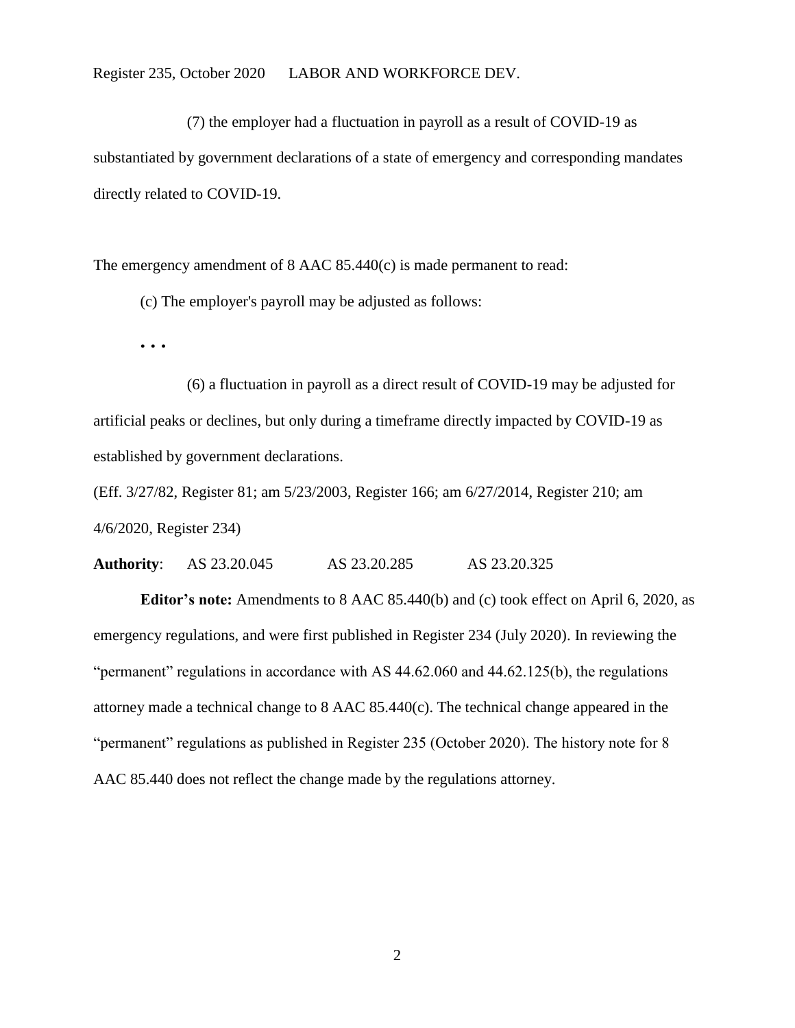(7) the employer had a fluctuation in payroll as a result of COVID-19 as substantiated by government declarations of a state of emergency and corresponding mandates directly related to COVID-19.

The emergency amendment of 8 AAC 85.440(c) is made permanent to read:

(c) The employer's payroll may be adjusted as follows:

. . .

(6) a fluctuation in payroll as a direct result of COVID-19 may be adjusted for artificial peaks or declines, but only during a timeframe directly impacted by COVID-19 as established by government declarations.

(Eff. 3/27/82, Register 81; am 5/23/2003, Register 166; am 6/27/2014, Register 210; am 4/6/2020, Register 234)

**Authority**: AS 23.20.045 AS 23.20.285 AS 23.20.325

**Editor's note:** Amendments to 8 AAC 85.440(b) and (c) took effect on April 6, 2020, as emergency regulations, and were first published in Register 234 (July 2020). In reviewing the "permanent" regulations in accordance with AS 44.62.060 and 44.62.125(b), the regulations attorney made a technical change to 8 AAC 85.440(c). The technical change appeared in the "permanent" regulations as published in Register 235 (October 2020). The history note for 8 AAC 85.440 does not reflect the change made by the regulations attorney.